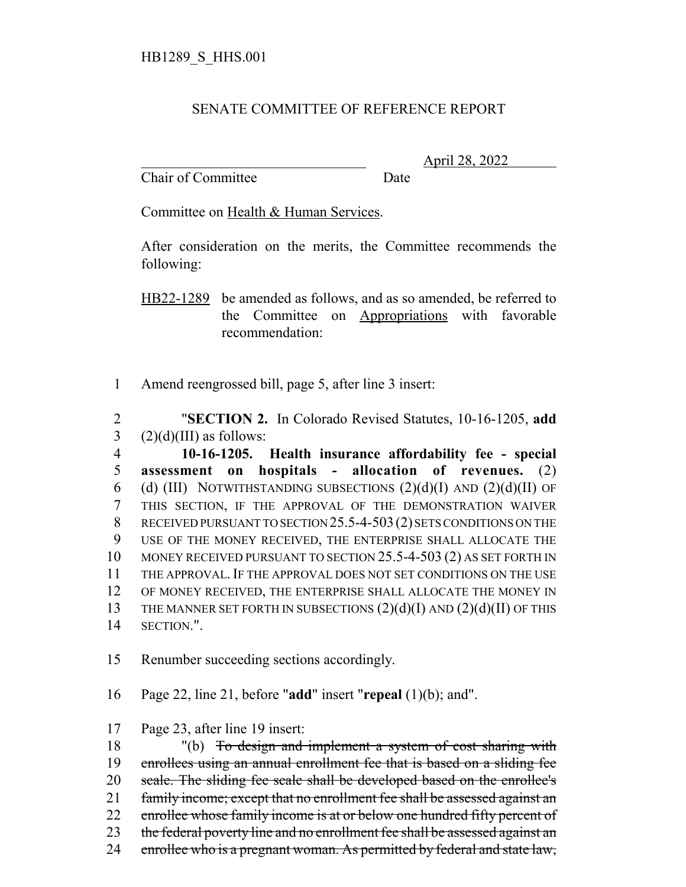HB1289_S_HHS.001

# SENATE COMMITTEE OF REFERENCE REPORT

________________________________ April 28, 2022
Chair of Committee Date

Committee on Health & Human Services.

After consideration on the merits, the Committee recommends the following:

HB22-1289 be amended as follows, and as so amended, be referred to the Committee on Appropriations with favorable recommendation:

1 Amend reengrossed bill, page 5, after line 3 insert:

2 "**SECTION 2.** In Colorado Revised Statutes, 10-16-1205, **add**
3 (2)(d)(III) as follows:
4 **10-16-1205. Health insurance affordability fee - special**
5 **assessment on hospitals - allocation of revenues.** (2)
6 (d) (III) NOTWITHSTANDING SUBSECTIONS (2)(d)(I) AND (2)(d)(II) OF
7 THIS SECTION, IF THE APPROVAL OF THE DEMONSTRATION WAIVER
8 RECEIVED PURSUANT TO SECTION 25.5-4-503 (2) SETS CONDITIONS ON THE
9 USE OF THE MONEY RECEIVED, THE ENTERPRISE SHALL ALLOCATE THE
10 MONEY RECEIVED PURSUANT TO SECTION 25.5-4-503 (2) AS SET FORTH IN
11 THE APPROVAL. IF THE APPROVAL DOES NOT SET CONDITIONS ON THE USE
12 OF MONEY RECEIVED, THE ENTERPRISE SHALL ALLOCATE THE MONEY IN
13 THE MANNER SET FORTH IN SUBSECTIONS (2)(d)(I) AND (2)(d)(II) OF THIS
14 SECTION.".

15 Renumber succeeding sections accordingly.

16 Page 22, line 21, before "**add**" insert "**repeal** (1)(b); and".

17 Page 23, after line 19 insert:

18 "(b) ~~To design and implement a system of cost sharing with~~
19 ~~enrollees using an annual enrollment fee that is based on a sliding fee~~
20 ~~scale. The sliding fee scale shall be developed based on the enrollee's~~
21 ~~family income; except that no enrollment fee shall be assessed against an~~
22 ~~enrollee whose family income is at or below one hundred fifty percent of~~
23 ~~the federal poverty line and no enrollment fee shall be assessed against an~~
24 ~~enrollee who is a pregnant woman. As permitted by federal and state law,~~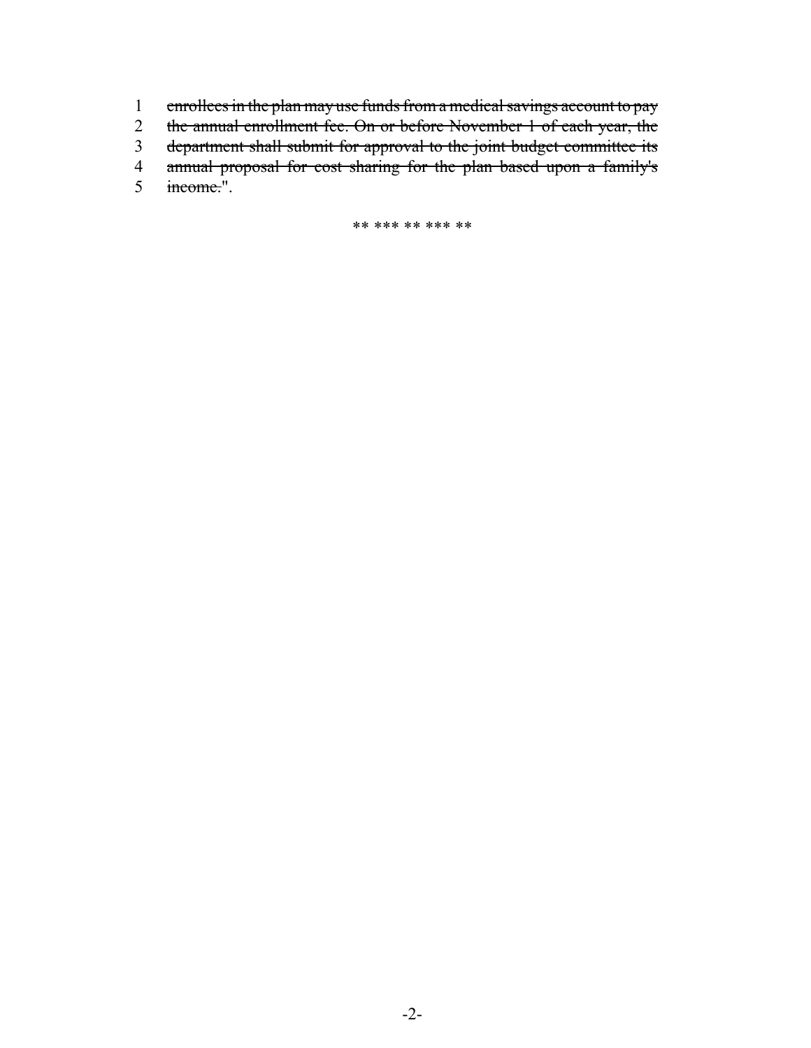1 ~~enrollees in the plan may use funds from a medical savings account to pay~~

2 ~~the annual enrollment fee. On or before November 1 of each year, the~~

3 ~~department shall submit for approval to the joint budget committee its~~

4 ~~annual proposal for cost sharing for the plan based upon a family's~~

5 ~~income.~~".

\*\* \*\*\* \*\* \*\*\* \*\*